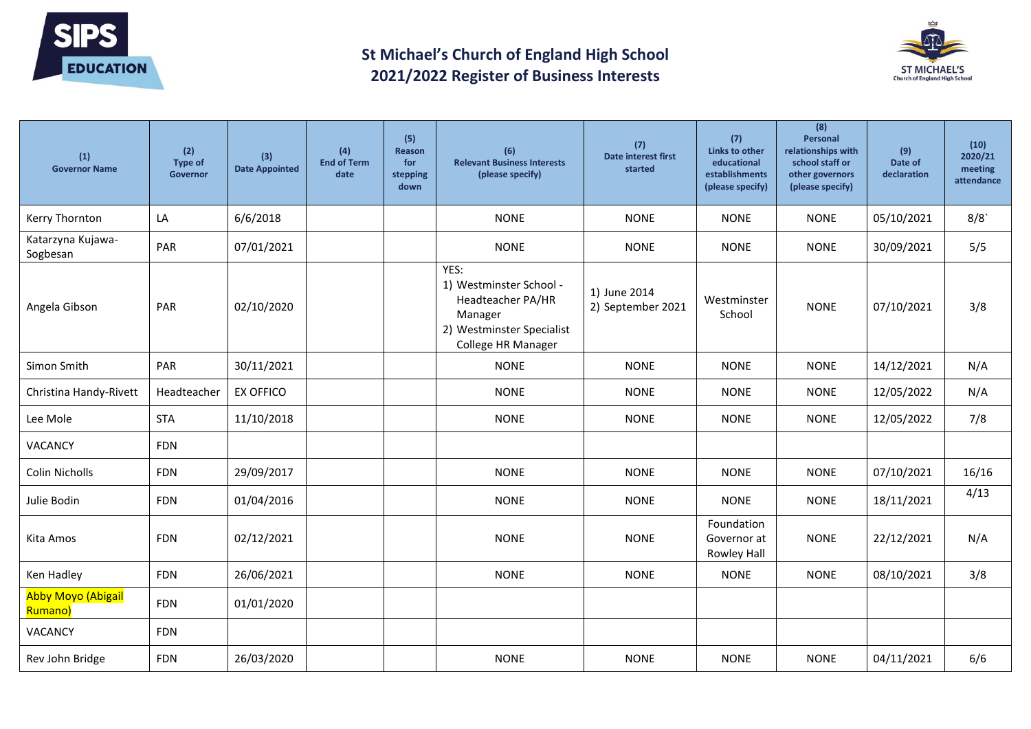# St Michael's Church of England High School
## 2021/2022 Register of Business Interests

| (1) Governor Name | (2) Type of Governor | (3) Date Appointed | (4) End of Term date | (5) Reason for stepping down | (6) Relevant Business Interests (please specify) | (7) Date interest first started | (7) Links to other educational establishments (please specify) | (8) Personal relationships with school staff or other governors (please specify) | (9) Date of declaration | (10) 2020/21 meeting attendance |
|---|---|---|---|---|---|---|---|---|---|---|
| Kerry Thornton | LA | 6/6/2018 | | | NONE | NONE | NONE | NONE | 05/10/2021 | 8/8` |
| Katarzyna Kujawa-Sogbesan | PAR | 07/01/2021 | | | NONE | NONE | NONE | NONE | 30/09/2021 | 5/5 |
| Angela Gibson | PAR | 02/10/2020 | | | YES: 1) Westminster School - Headteacher PA/HR Manager 2) Westminster Specialist College HR Manager | 1) June 2014 2) September 2021 | Westminster School | NONE | 07/10/2021 | 3/8 |
| Simon Smith | PAR | 30/11/2021 | | | NONE | NONE | NONE | NONE | 14/12/2021 | N/A |
| Christina Handy-Rivett | Headteacher | EX OFFICO | | | NONE | NONE | NONE | NONE | 12/05/2022 | N/A |
| Lee Mole | STA | 11/10/2018 | | | NONE | NONE | NONE | NONE | 12/05/2022 | 7/8 |
| VACANCY | FDN | | | | | | | | | |
| Colin Nicholls | FDN | 29/09/2017 | | | NONE | NONE | NONE | NONE | 07/10/2021 | 16/16 |
| Julie Bodin | FDN | 01/04/2016 | | | NONE | NONE | NONE | NONE | 18/11/2021 | 4/13 |
| Kita Amos | FDN | 02/12/2021 | | | NONE | NONE | Foundation Governor at Rowley Hall | NONE | 22/12/2021 | N/A |
| Ken Hadley | FDN | 26/06/2021 | | | NONE | NONE | NONE | NONE | 08/10/2021 | 3/8 |
| Abby Moyo (Abigail Rumano) | FDN | 01/01/2020 | | | | | | | | |
| VACANCY | FDN | | | | | | | | | |
| Rev John Bridge | FDN | 26/03/2020 | | | NONE | NONE | NONE | NONE | 04/11/2021 | 6/6 |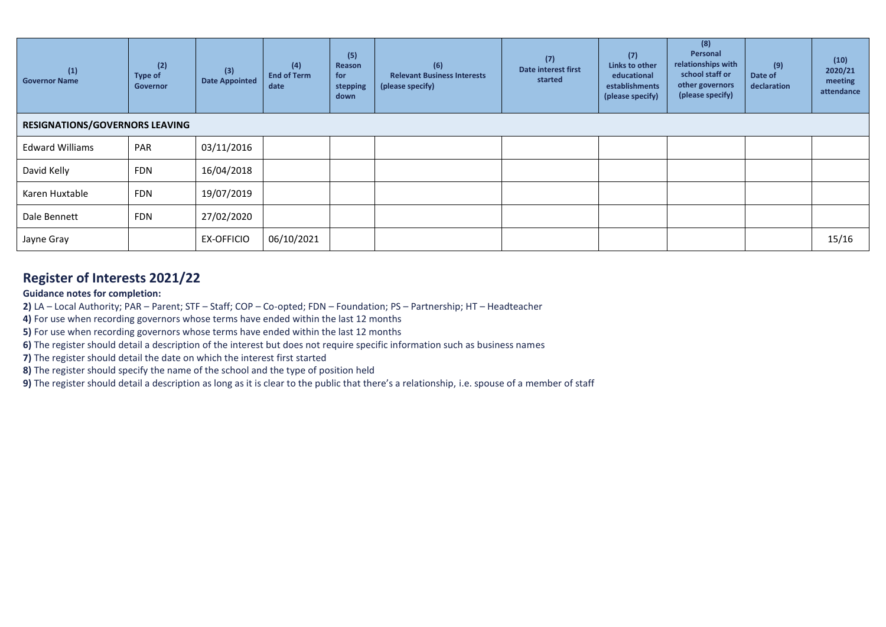| (1) Governor Name | (2) Type of Governor | (3) Date Appointed | (4) End of Term date | (5) Reason for stepping down | (6) Relevant Business Interests (please specify) | (7) Date interest first started | (7) Links to other educational establishments (please specify) | (8) Personal relationships with school staff or other governors (please specify) | (9) Date of declaration | (10) 2020/21 meeting attendance |
|---|---|---|---|---|---|---|---|---|---|---|
| **RESIGNATIONS/GOVERNORS LEAVING** | | | | | | | | | | |
| Edward Williams | PAR | 03/11/2016 | | | | | | | | |
| David Kelly | FDN | 16/04/2018 | | | | | | | | |
| Karen Huxtable | FDN | 19/07/2019 | | | | | | | | |
| Dale Bennett | FDN | 27/02/2020 | | | | | | | | |
| Jayne Gray | | EX-OFFICIO | 06/10/2021 | | | | | | | 15/16 |

## Register of Interests 2021/22

**Guidance notes for completion:**

**2)** LA – Local Authority; PAR – Parent; STF – Staff; COP – Co-opted; FDN – Foundation; PS – Partnership; HT – Headteacher
**4)** For use when recording governors whose terms have ended within the last 12 months
**5)** For use when recording governors whose terms have ended within the last 12 months
**6)** The register should detail a description of the interest but does not require specific information such as business names
**7)** The register should detail the date on which the interest first started
**8)** The register should specify the name of the school and the type of position held
**9)** The register should detail a description as long as it is clear to the public that there's a relationship, i.e. spouse of a member of staff